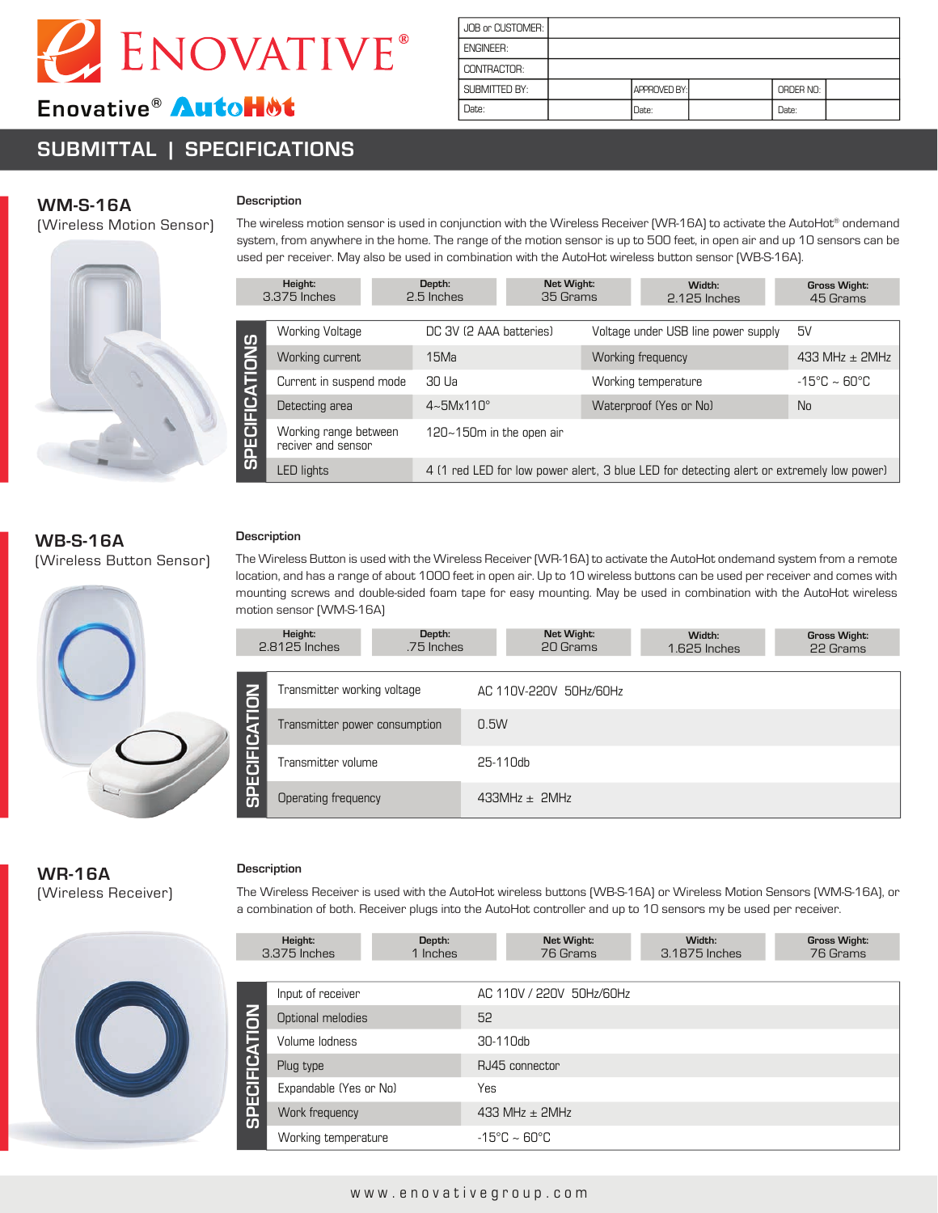# ENOVATIVE®

Enovative® AutoHot

| JOB or CUSTOMER: | | | | | |
|---|---|---|---|---|---|
| ENGINEER: | | | | | |
| CONTRACTOR: | | | | | |
| SUBMITTED BY: | | APPROVED BY: | | ORDER NO: | |
| Date: | | Date: | | Date: | |

## SUBMITTAL | SPECIFICATIONS

### WM-S-16A
(Wireless Motion Sensor)

**Description**

The wireless motion sensor is used in conjunction with the Wireless Receiver (WR-16A) to activate the AutoHot® ondemand system, from anywhere in the home. The range of the motion sensor is up to 500 feet, in open air and up 10 sensors can be used per receiver. May also be used in combination with the AutoHot wireless button sensor (WB-S-16A).

| Height: | Depth: | Net Wight: | Width: | Gross Wight: |
|---|---|---|---|---|
| 3.375 Inches | 2.5 Inches | 35 Grams | 2.125 Inches | 45 Grams |

**SPECIFICATIONS**

| | | | |
|---|---|---|---|
| Working Voltage | DC 3V (2 AAA batteries) | Voltage under USB line power supply | 5V |
| Working current | 15Ma | Working frequency | 433 MHz ± 2MHz |
| Current in suspend mode | 30 Ua | Working temperature | -15°C ~ 60°C |
| Detecting area | 4~5Mx110° | Waterproof (Yes or No) | No |
| Working range between reciver and sensor | 120~150m in the open air | | |
| LED lights | 4 (1 red LED for low power alert, 3 blue LED for detecting alert or extremely low power) | | |

### WB-S-16A
(Wireless Button Sensor)

**Description**

The Wireless Button is used with the Wireless Receiver (WR-16A) to activate the AutoHot ondemand system from a remote location, and has a range of about 1000 feet in open air. Up to 10 wireless buttons can be used per receiver and comes with mounting screws and double-sided foam tape for easy mounting. May be used in combination with the AutoHot wireless motion sensor (WM-S-16A)

| Height: | Depth: | Net Wight: | Width: | Gross Wight: |
|---|---|---|---|---|
| 2.8125 Inches | .75 Inches | 20 Grams | 1.625 Inches | 22 Grams |

**SPECIFICATION**

| | |
|---|---|
| Transmitter working voltage | AC 110V-220V 50Hz/60Hz |
| Transmitter power consumption | 0.5W |
| Transmitter volume | 25-110db |
| Operating frequency | 433MHz ± 2MHz |

### WR-16A
(Wireless Receiver)

**Description**

The Wireless Receiver is used with the AutoHot wireless buttons (WB-S-16A) or Wireless Motion Sensors (WM-S-16A), or a combination of both. Receiver plugs into the AutoHot controller and up to 10 sensors my be used per receiver.

| Height: | Depth: | Net Wight: | Width: | Gross Wight: |
|---|---|---|---|---|
| 3.375 Inches | 1 Inches | 76 Grams | 3.1875 Inches | 76 Grams |

**SPECIFICATION**

| | |
|---|---|
| Input of receiver | AC 110V / 220V 50Hz/60Hz |
| Optional melodies | 52 |
| Volume lodness | 30-110db |
| Plug type | RJ45 connector |
| Expandable (Yes or No) | Yes |
| Work frequency | 433 MHz ± 2MHz |
| Working temperature | -15°C ~ 60°C |

www.enovativegroup.com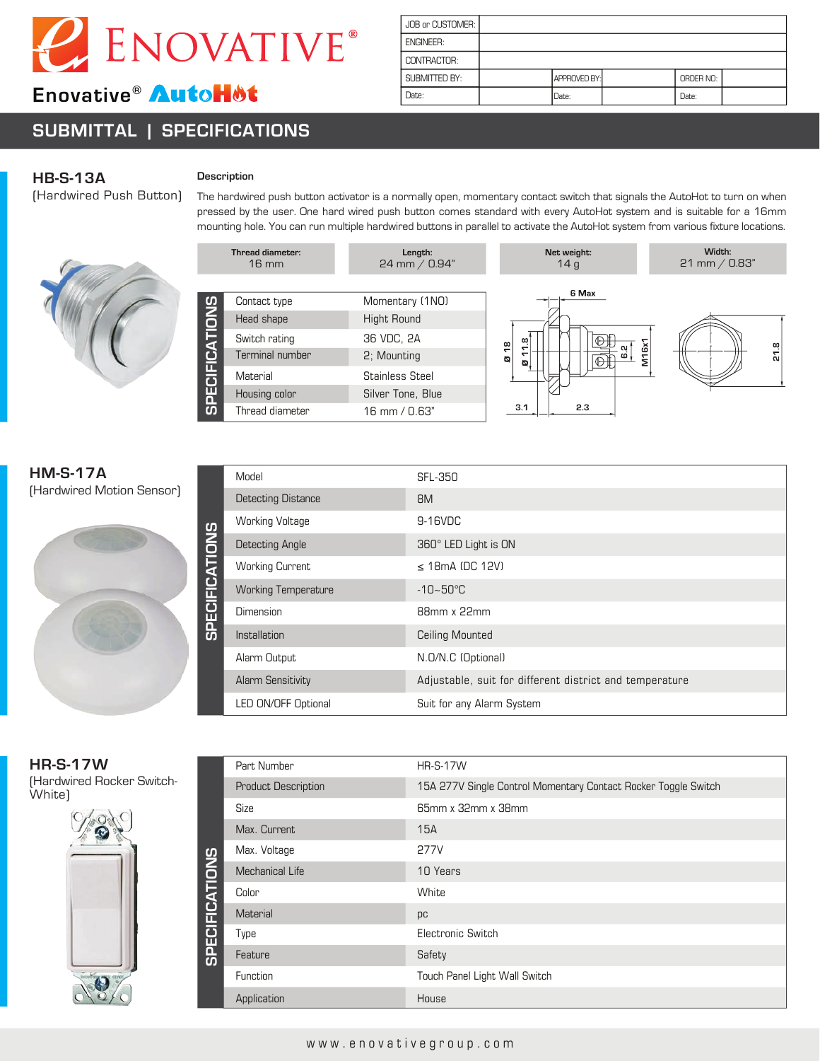Enovative® AutoHot

| | | | | | |
|---|---|---|---|---|---|
| JOB or CUSTOMER: | | | | | |
| ENGINEER: | | | | | |
| CONTRACTOR: | | | | | |
| SUBMITTED BY: | | APPROVED BY: | | ORDER NO: | |
| Date: | | Date: | | Date: | |

# SUBMITTAL | SPECIFICATIONS

## HB-S-13A
(Hardwired Push Button)

**Description**

The hardwired push button activator is a normally open, momentary contact switch that signals the AutoHot to turn on when pressed by the user. One hard wired push button comes standard with every AutoHot system and is suitable for a 16mm mounting hole. You can run multiple hardwired buttons in parallel to activate the AutoHot system from various fixture locations.

| Thread diameter: | Length: | Net weight: | Width: |
|---|---|---|---|
| 16 mm | 24 mm / 0.94" | 14 g | 21 mm / 0.83" |

**SPECIFICATIONS**

| | |
|---|---|
| Contact type | Momentary (1NO) |
| Head shape | Hight Round |
| Switch rating | 36 VDC, 2A |
| Terminal number | 2; Mounting |
| Material | Stainless Steel |
| Housing color | Silver Tone, Blue |
| Thread diameter | 16 mm / 0.63" |

6 Max
Ø 18
Ø 11.8
6.2
M16x1
3.1
2.3
21.8

## HM-S-17A
(Hardwired Motion Sensor)

**SPECIFICATIONS**

| | |
|---|---|
| Model | SFL-350 |
| Detecting Distance | 8M |
| Working Voltage | 9-16VDC |
| Detecting Angle | 360° LED Light is ON |
| Working Current | ≤ 18mA (DC 12V) |
| Working Temperature | -10~50°C |
| Dimension | 88mm x 22mm |
| Installation | Ceiling Mounted |
| Alarm Output | N.O/N.C (Optional) |
| Alarm Sensitivity | Adjustable, suit for different district and temperature |
| LED ON/OFF Optional | Suit for any Alarm System |

## HR-S-17W
(Hardwired Rocker Switch-White)

**SPECIFICATIONS**

| | |
|---|---|
| Part Number | HR-S-17W |
| Product Description | 15A 277V Single Control Momentary Contact Rocker Toggle Switch |
| Size | 65mm x 32mm x 38mm |
| Max. Current | 15A |
| Max. Voltage | 277V |
| Mechanical Life | 10 Years |
| Color | White |
| Material | pc |
| Type | Electronic Switch |
| Feature | Safety |
| Function | Touch Panel Light Wall Switch |
| Application | House |

www.enovativegroup.com